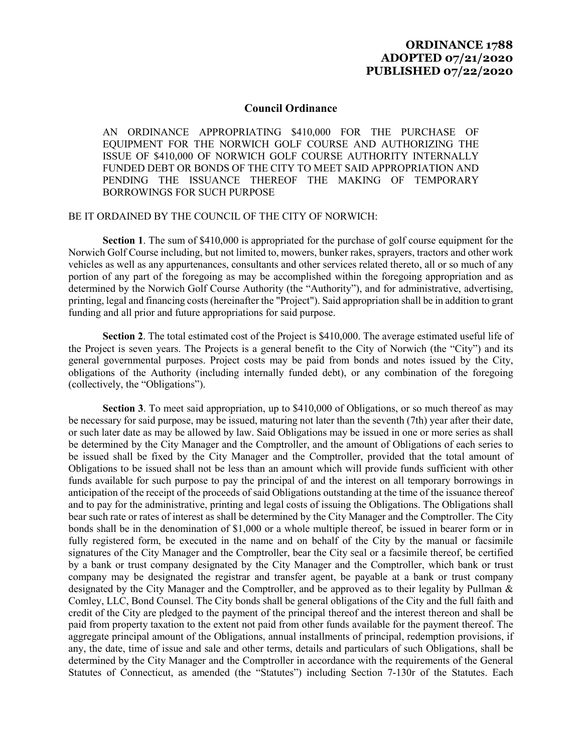**ORDINANCE 1788**
**ADOPTED 07/21/2020**
**PUBLISHED 07/22/2020**

## Council Ordinance

AN ORDINANCE APPROPRIATING $410,000 FOR THE PURCHASE OF EQUIPMENT FOR THE NORWICH GOLF COURSE AND AUTHORIZING THE ISSUE OF $410,000 OF NORWICH GOLF COURSE AUTHORITY INTERNALLY FUNDED DEBT OR BONDS OF THE CITY TO MEET SAID APPROPRIATION AND PENDING THE ISSUANCE THEREOF THE MAKING OF TEMPORARY BORROWINGS FOR SUCH PURPOSE

BE IT ORDAINED BY THE COUNCIL OF THE CITY OF NORWICH:

**Section 1**. The sum of $410,000 is appropriated for the purchase of golf course equipment for the Norwich Golf Course including, but not limited to, mowers, bunker rakes, sprayers, tractors and other work vehicles as well as any appurtenances, consultants and other services related thereto, all or so much of any portion of any part of the foregoing as may be accomplished within the foregoing appropriation and as determined by the Norwich Golf Course Authority (the "Authority"), and for administrative, advertising, printing, legal and financing costs (hereinafter the "Project"). Said appropriation shall be in addition to grant funding and all prior and future appropriations for said purpose.

**Section 2**. The total estimated cost of the Project is $410,000. The average estimated useful life of the Project is seven years. The Projects is a general benefit to the City of Norwich (the "City") and its general governmental purposes. Project costs may be paid from bonds and notes issued by the City, obligations of the Authority (including internally funded debt), or any combination of the foregoing (collectively, the "Obligations").

**Section 3**. To meet said appropriation, up to $410,000 of Obligations, or so much thereof as may be necessary for said purpose, may be issued, maturing not later than the seventh (7th) year after their date, or such later date as may be allowed by law. Said Obligations may be issued in one or more series as shall be determined by the City Manager and the Comptroller, and the amount of Obligations of each series to be issued shall be fixed by the City Manager and the Comptroller, provided that the total amount of Obligations to be issued shall not be less than an amount which will provide funds sufficient with other funds available for such purpose to pay the principal of and the interest on all temporary borrowings in anticipation of the receipt of the proceeds of said Obligations outstanding at the time of the issuance thereof and to pay for the administrative, printing and legal costs of issuing the Obligations. The Obligations shall bear such rate or rates of interest as shall be determined by the City Manager and the Comptroller. The City bonds shall be in the denomination of $1,000 or a whole multiple thereof, be issued in bearer form or in fully registered form, be executed in the name and on behalf of the City by the manual or facsimile signatures of the City Manager and the Comptroller, bear the City seal or a facsimile thereof, be certified by a bank or trust company designated by the City Manager and the Comptroller, which bank or trust company may be designated the registrar and transfer agent, be payable at a bank or trust company designated by the City Manager and the Comptroller, and be approved as to their legality by Pullman & Comley, LLC, Bond Counsel. The City bonds shall be general obligations of the City and the full faith and credit of the City are pledged to the payment of the principal thereof and the interest thereon and shall be paid from property taxation to the extent not paid from other funds available for the payment thereof. The aggregate principal amount of the Obligations, annual installments of principal, redemption provisions, if any, the date, time of issue and sale and other terms, details and particulars of such Obligations, shall be determined by the City Manager and the Comptroller in accordance with the requirements of the General Statutes of Connecticut, as amended (the "Statutes") including Section 7-130r of the Statutes. Each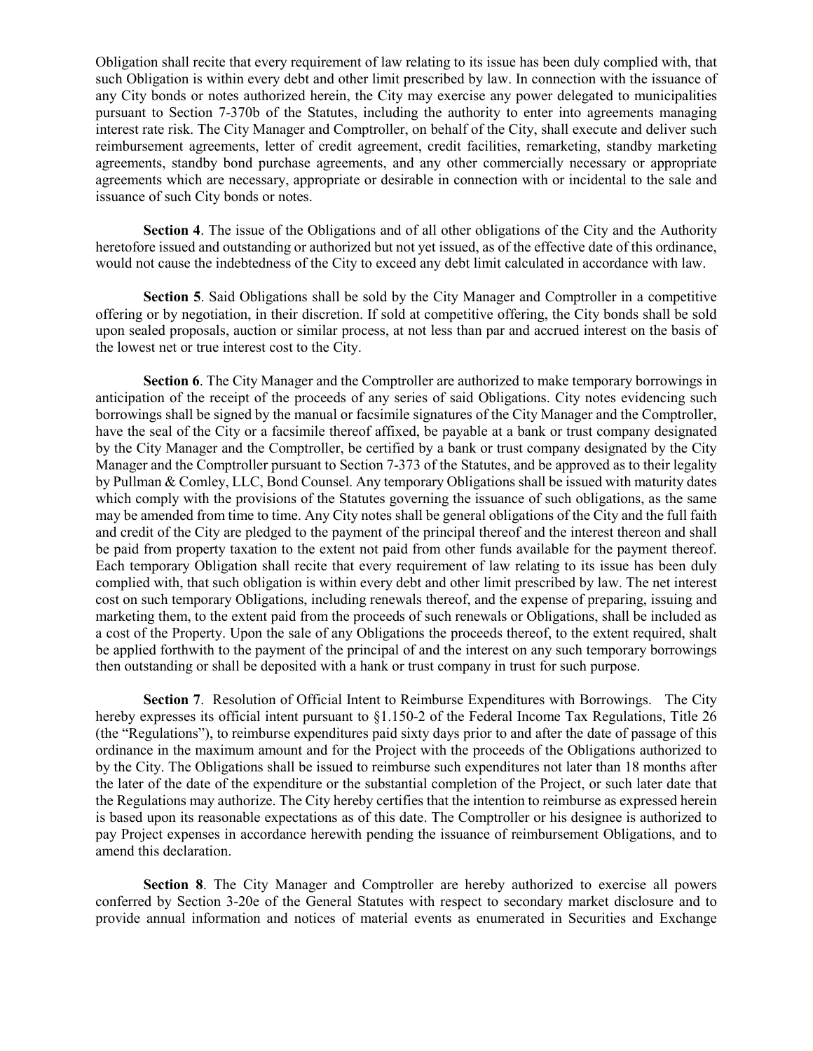Obligation shall recite that every requirement of law relating to its issue has been duly complied with, that such Obligation is within every debt and other limit prescribed by law. In connection with the issuance of any City bonds or notes authorized herein, the City may exercise any power delegated to municipalities pursuant to Section 7-370b of the Statutes, including the authority to enter into agreements managing interest rate risk. The City Manager and Comptroller, on behalf of the City, shall execute and deliver such reimbursement agreements, letter of credit agreement, credit facilities, remarketing, standby marketing agreements, standby bond purchase agreements, and any other commercially necessary or appropriate agreements which are necessary, appropriate or desirable in connection with or incidental to the sale and issuance of such City bonds or notes.

**Section 4**. The issue of the Obligations and of all other obligations of the City and the Authority heretofore issued and outstanding or authorized but not yet issued, as of the effective date of this ordinance, would not cause the indebtedness of the City to exceed any debt limit calculated in accordance with law.

**Section 5**. Said Obligations shall be sold by the City Manager and Comptroller in a competitive offering or by negotiation, in their discretion. If sold at competitive offering, the City bonds shall be sold upon sealed proposals, auction or similar process, at not less than par and accrued interest on the basis of the lowest net or true interest cost to the City.

**Section 6**. The City Manager and the Comptroller are authorized to make temporary borrowings in anticipation of the receipt of the proceeds of any series of said Obligations. City notes evidencing such borrowings shall be signed by the manual or facsimile signatures of the City Manager and the Comptroller, have the seal of the City or a facsimile thereof affixed, be payable at a bank or trust company designated by the City Manager and the Comptroller, be certified by a bank or trust company designated by the City Manager and the Comptroller pursuant to Section 7-373 of the Statutes, and be approved as to their legality by Pullman & Comley, LLC, Bond Counsel. Any temporary Obligations shall be issued with maturity dates which comply with the provisions of the Statutes governing the issuance of such obligations, as the same may be amended from time to time. Any City notes shall be general obligations of the City and the full faith and credit of the City are pledged to the payment of the principal thereof and the interest thereon and shall be paid from property taxation to the extent not paid from other funds available for the payment thereof. Each temporary Obligation shall recite that every requirement of law relating to its issue has been duly complied with, that such obligation is within every debt and other limit prescribed by law. The net interest cost on such temporary Obligations, including renewals thereof, and the expense of preparing, issuing and marketing them, to the extent paid from the proceeds of such renewals or Obligations, shall be included as a cost of the Property. Upon the sale of any Obligations the proceeds thereof, to the extent required, shalt be applied forthwith to the payment of the principal of and the interest on any such temporary borrowings then outstanding or shall be deposited with a hank or trust company in trust for such purpose.

**Section 7**. Resolution of Official Intent to Reimburse Expenditures with Borrowings. The City hereby expresses its official intent pursuant to §1.150-2 of the Federal Income Tax Regulations, Title 26 (the "Regulations"), to reimburse expenditures paid sixty days prior to and after the date of passage of this ordinance in the maximum amount and for the Project with the proceeds of the Obligations authorized to by the City. The Obligations shall be issued to reimburse such expenditures not later than 18 months after the later of the date of the expenditure or the substantial completion of the Project, or such later date that the Regulations may authorize. The City hereby certifies that the intention to reimburse as expressed herein is based upon its reasonable expectations as of this date. The Comptroller or his designee is authorized to pay Project expenses in accordance herewith pending the issuance of reimbursement Obligations, and to amend this declaration.

**Section 8**. The City Manager and Comptroller are hereby authorized to exercise all powers conferred by Section 3-20e of the General Statutes with respect to secondary market disclosure and to provide annual information and notices of material events as enumerated in Securities and Exchange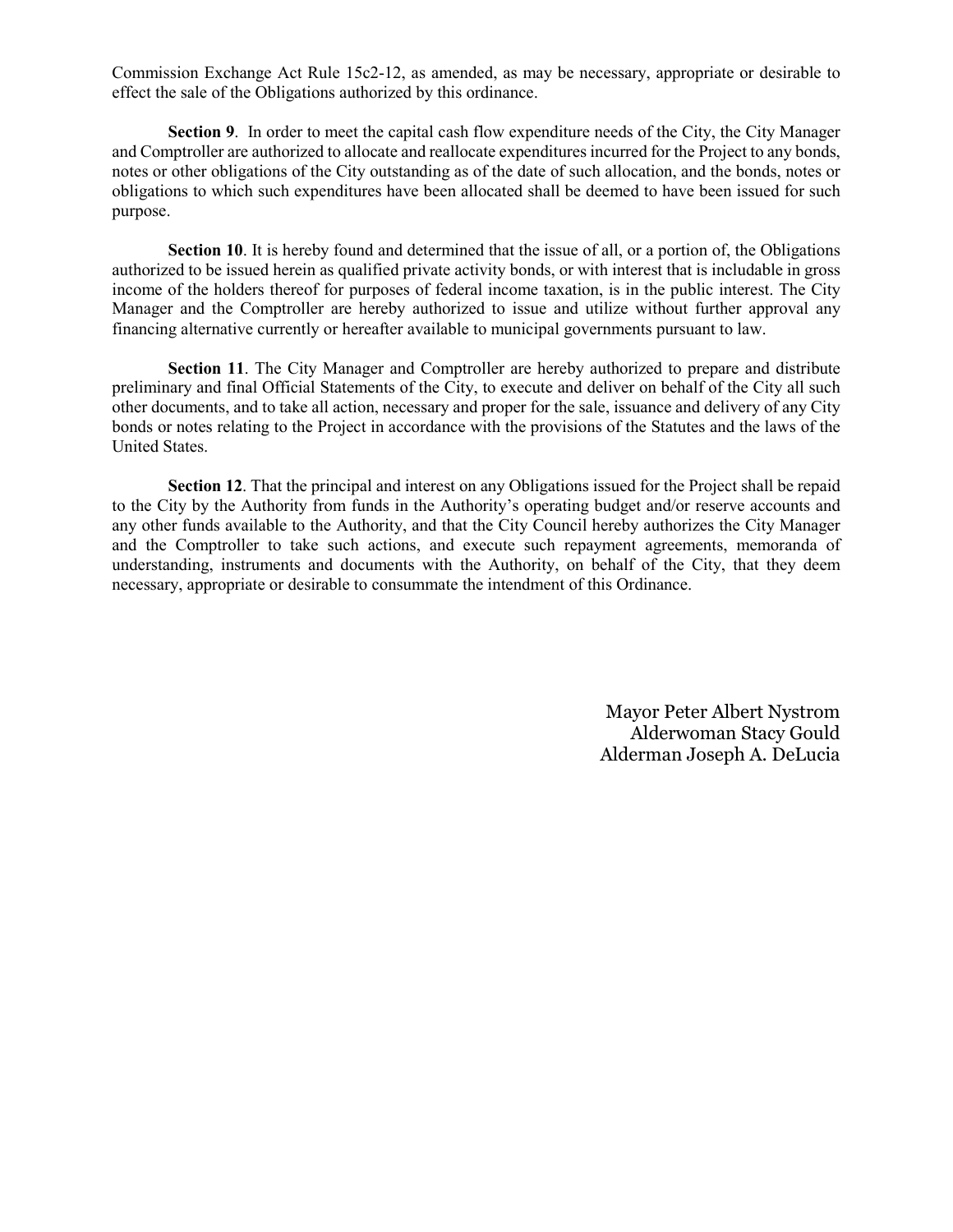Commission Exchange Act Rule 15c2-12, as amended, as may be necessary, appropriate or desirable to effect the sale of the Obligations authorized by this ordinance.

**Section 9**. In order to meet the capital cash flow expenditure needs of the City, the City Manager and Comptroller are authorized to allocate and reallocate expenditures incurred for the Project to any bonds, notes or other obligations of the City outstanding as of the date of such allocation, and the bonds, notes or obligations to which such expenditures have been allocated shall be deemed to have been issued for such purpose.

**Section 10**. It is hereby found and determined that the issue of all, or a portion of, the Obligations authorized to be issued herein as qualified private activity bonds, or with interest that is includable in gross income of the holders thereof for purposes of federal income taxation, is in the public interest. The City Manager and the Comptroller are hereby authorized to issue and utilize without further approval any financing alternative currently or hereafter available to municipal governments pursuant to law.

**Section 11**. The City Manager and Comptroller are hereby authorized to prepare and distribute preliminary and final Official Statements of the City, to execute and deliver on behalf of the City all such other documents, and to take all action, necessary and proper for the sale, issuance and delivery of any City bonds or notes relating to the Project in accordance with the provisions of the Statutes and the laws of the United States.

**Section 12**. That the principal and interest on any Obligations issued for the Project shall be repaid to the City by the Authority from funds in the Authority's operating budget and/or reserve accounts and any other funds available to the Authority, and that the City Council hereby authorizes the City Manager and the Comptroller to take such actions, and execute such repayment agreements, memoranda of understanding, instruments and documents with the Authority, on behalf of the City, that they deem necessary, appropriate or desirable to consummate the intendment of this Ordinance.

Mayor Peter Albert Nystrom
Alderwoman Stacy Gould
Alderman Joseph A. DeLucia